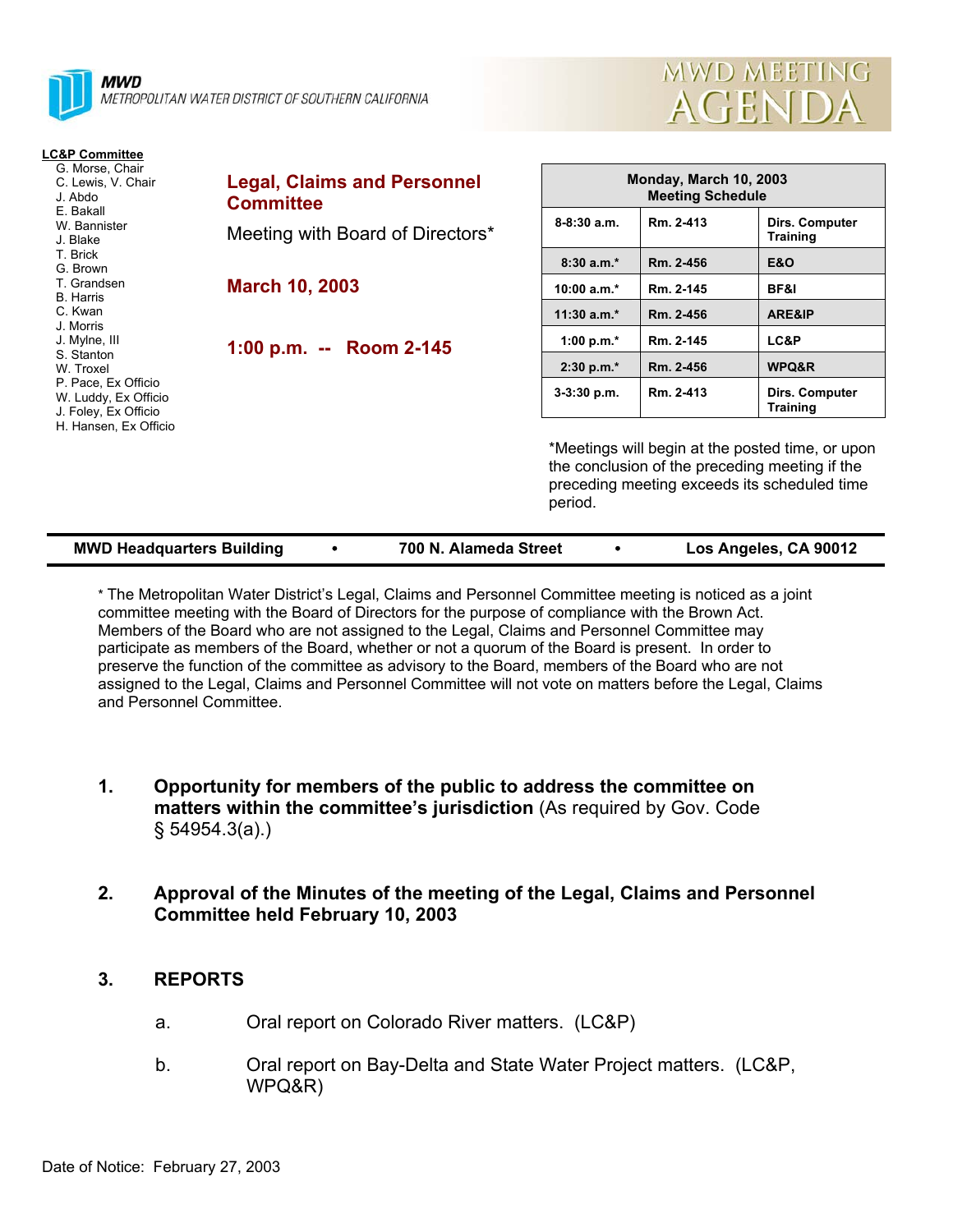**MWD**
*METROPOLITAN WATER DISTRICT OF SOUTHERN CALIFORNIA*

# MWD MEETING AGENDA

**LC&P Committee**

- G. Morse, Chair
- C. Lewis, V. Chair
- J. Abdo
- E. Bakall
- W. Bannister
- J. Blake
- T. Brick
- G. Brown
- T. Grandsen
- B. Harris
- C. Kwan
- J. Morris
- J. Mylne, III
- S. Stanton
- W. Troxel
- P. Pace, Ex Officio
- W. Luddy, Ex Officio
- J. Foley, Ex Officio
- H. Hansen, Ex Officio

## Legal, Claims and Personnel Committee

Meeting with Board of Directors*

**March 10, 2003**

**1:00 p.m. -- Room 2-145**

| Monday, March 10, 2003 Meeting Schedule | | |
|---|---|---|
| 8-8:30 a.m. | Rm. 2-413 | Dirs. Computer Training |
| 8:30 a.m.* | Rm. 2-456 | E&O |
| 10:00 a.m.* | Rm. 2-145 | BF&I |
| 11:30 a.m.* | Rm. 2-456 | ARE&IP |
| 1:00 p.m.* | Rm. 2-145 | LC&P |
| 2:30 p.m.* | Rm. 2-456 | WPQ&R |
| 3-3:30 p.m. | Rm. 2-413 | Dirs. Computer Training |

*Meetings will begin at the posted time, or upon the conclusion of the preceding meeting if the preceding meeting exceeds its scheduled time period.

**MWD Headquarters Building • 700 N. Alameda Street • Los Angeles, CA 90012**

* The Metropolitan Water District's Legal, Claims and Personnel Committee meeting is noticed as a joint committee meeting with the Board of Directors for the purpose of compliance with the Brown Act. Members of the Board who are not assigned to the Legal, Claims and Personnel Committee may participate as members of the Board, whether or not a quorum of the Board is present. In order to preserve the function of the committee as advisory to the Board, members of the Board who are not assigned to the Legal, Claims and Personnel Committee will not vote on matters before the Legal, Claims and Personnel Committee.

1. **Opportunity for members of the public to address the committee on matters within the committee's jurisdiction** (As required by Gov. Code § 54954.3(a).)

2. **Approval of the Minutes of the meeting of the Legal, Claims and Personnel Committee held February 10, 2003**

3. **REPORTS**

   a. Oral report on Colorado River matters. (LC&P)

   b. Oral report on Bay-Delta and State Water Project matters. (LC&P, WPQ&R)

Date of Notice: February 27, 2003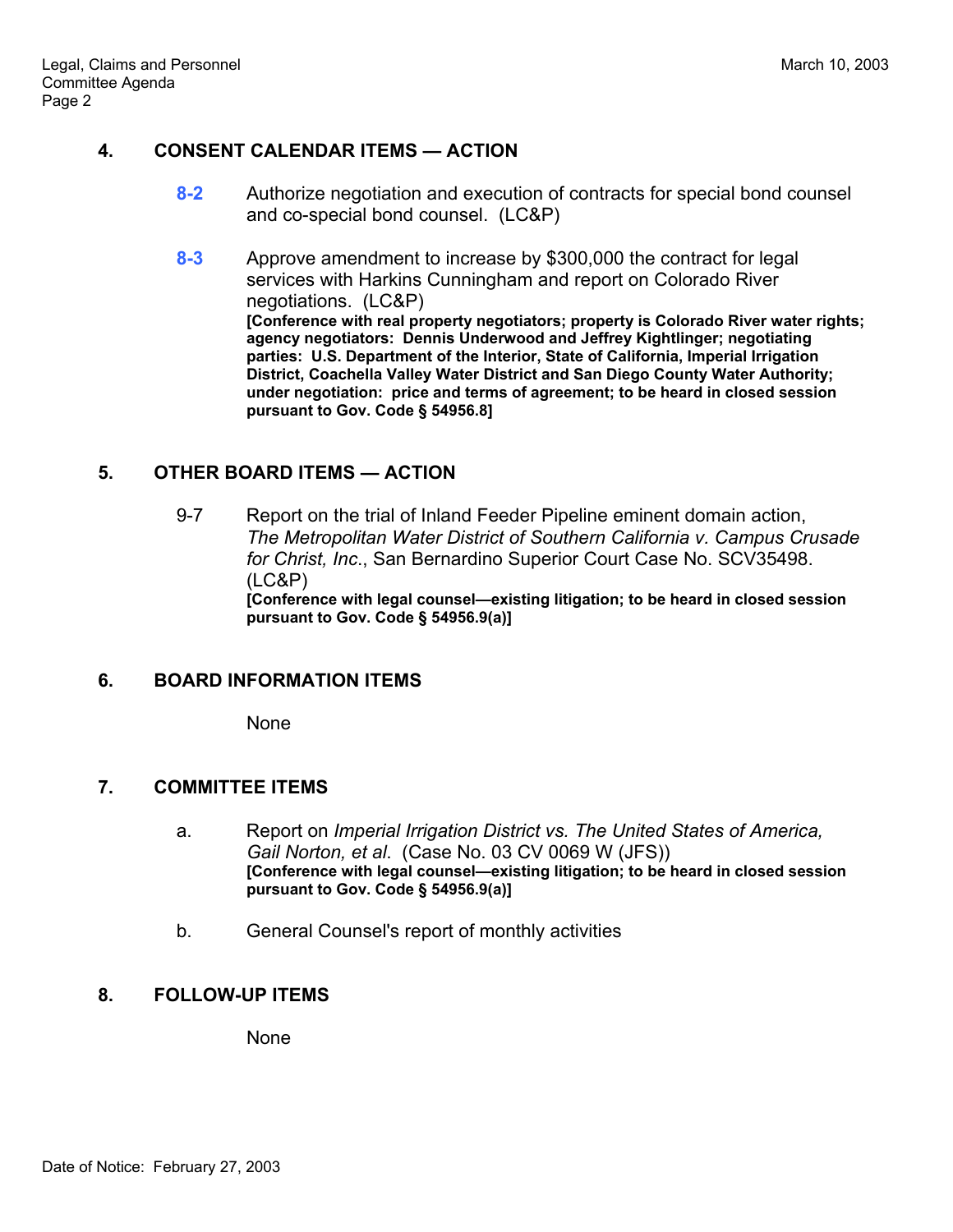## 4. CONSENT CALENDAR ITEMS — ACTION

**8-2** Authorize negotiation and execution of contracts for special bond counsel and co-special bond counsel. (LC&P)

**8-3** Approve amendment to increase by $300,000 the contract for legal services with Harkins Cunningham and report on Colorado River negotiations. (LC&P)
**[Conference with real property negotiators; property is Colorado River water rights; agency negotiators: Dennis Underwood and Jeffrey Kightlinger; negotiating parties: U.S. Department of the Interior, State of California, Imperial Irrigation District, Coachella Valley Water District and San Diego County Water Authority; under negotiation: price and terms of agreement; to be heard in closed session pursuant to Gov. Code § 54956.8]**

## 5. OTHER BOARD ITEMS — ACTION

9-7 Report on the trial of Inland Feeder Pipeline eminent domain action, *The Metropolitan Water District of Southern California v. Campus Crusade for Christ, Inc.*, San Bernardino Superior Court Case No. SCV35498. (LC&P)
**[Conference with legal counsel—existing litigation; to be heard in closed session pursuant to Gov. Code § 54956.9(a)]**

## 6. BOARD INFORMATION ITEMS

None

## 7. COMMITTEE ITEMS

a. Report on *Imperial Irrigation District vs. The United States of America, Gail Norton, et al*. (Case No. 03 CV 0069 W (JFS))
**[Conference with legal counsel—existing litigation; to be heard in closed session pursuant to Gov. Code § 54956.9(a)]**

b. General Counsel's report of monthly activities

## 8. FOLLOW-UP ITEMS

None

Date of Notice: February 27, 2003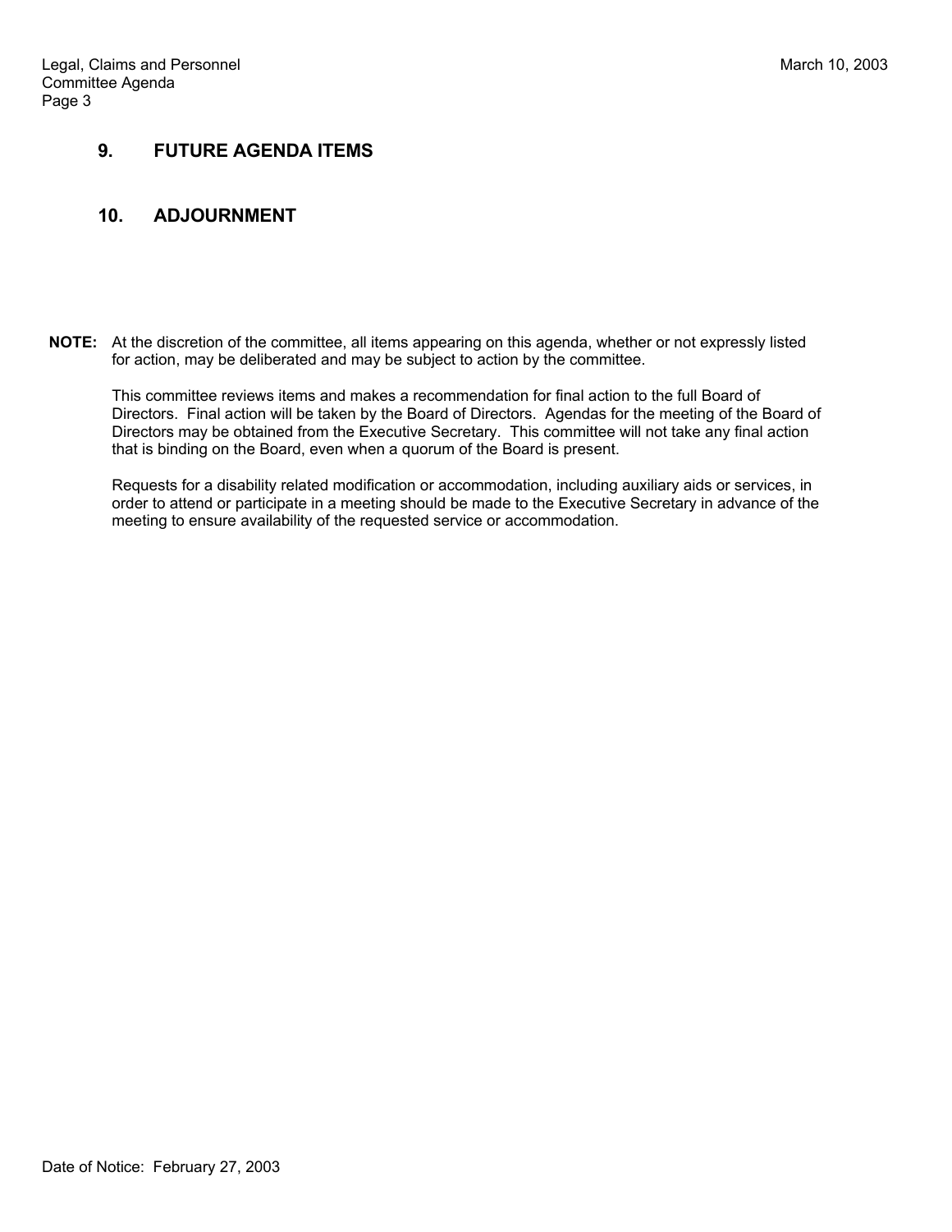## 9. FUTURE AGENDA ITEMS

## 10. ADJOURNMENT

**NOTE:** At the discretion of the committee, all items appearing on this agenda, whether or not expressly listed for action, may be deliberated and may be subject to action by the committee.

This committee reviews items and makes a recommendation for final action to the full Board of Directors. Final action will be taken by the Board of Directors. Agendas for the meeting of the Board of Directors may be obtained from the Executive Secretary. This committee will not take any final action that is binding on the Board, even when a quorum of the Board is present.

Requests for a disability related modification or accommodation, including auxiliary aids or services, in order to attend or participate in a meeting should be made to the Executive Secretary in advance of the meeting to ensure availability of the requested service or accommodation.

Date of Notice: February 27, 2003